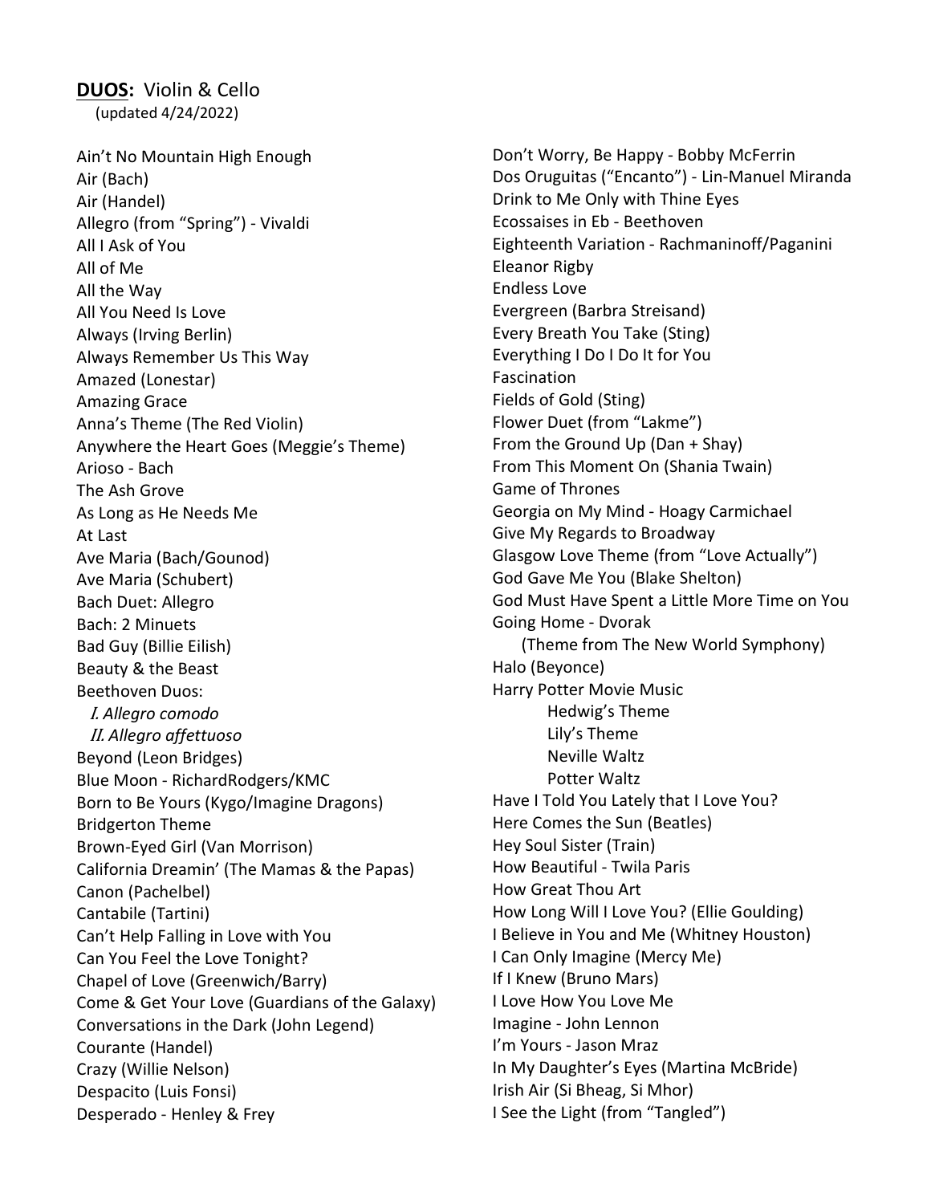**DUOS:** Violin & Cello
(updated 4/24/2022)

Ain't No Mountain High Enough
Air (Bach)
Air (Handel)
Allegro (from "Spring") - Vivaldi
All I Ask of You
All of Me
All the Way
All You Need Is Love
Always (Irving Berlin)
Always Remember Us This Way
Amazed (Lonestar)
Amazing Grace
Anna's Theme (The Red Violin)
Anywhere the Heart Goes (Meggie's Theme)
Arioso - Bach
The Ash Grove
As Long as He Needs Me
At Last
Ave Maria (Bach/Gounod)
Ave Maria (Schubert)
Bach Duet: Allegro
Bach: 2 Minuets
Bad Guy (Billie Eilish)
Beauty & the Beast
Beethoven Duos:
*I. Allegro comodo*
*II. Allegro affettuoso*
Beyond (Leon Bridges)
Blue Moon - RichardRodgers/KMC
Born to Be Yours (Kygo/Imagine Dragons)
Bridgerton Theme
Brown-Eyed Girl (Van Morrison)
California Dreamin' (The Mamas & the Papas)
Canon (Pachelbel)
Cantabile (Tartini)
Can't Help Falling in Love with You
Can You Feel the Love Tonight?
Chapel of Love (Greenwich/Barry)
Come & Get Your Love (Guardians of the Galaxy)
Conversations in the Dark (John Legend)
Courante (Handel)
Crazy (Willie Nelson)
Despacito (Luis Fonsi)
Desperado - Henley & Frey
Don't Worry, Be Happy - Bobby McFerrin
Dos Oruguitas ("Encanto") - Lin-Manuel Miranda
Drink to Me Only with Thine Eyes
Ecossaises in Eb - Beethoven
Eighteenth Variation - Rachmaninoff/Paganini
Eleanor Rigby
Endless Love
Evergreen (Barbra Streisand)
Every Breath You Take (Sting)
Everything I Do I Do It for You
Fascination
Fields of Gold (Sting)
Flower Duet (from "Lakme")
From the Ground Up (Dan + Shay)
From This Moment On (Shania Twain)
Game of Thrones
Georgia on My Mind - Hoagy Carmichael
Give My Regards to Broadway
Glasgow Love Theme (from "Love Actually")
God Gave Me You (Blake Shelton)
God Must Have Spent a Little More Time on You
Going Home - Dvorak
(Theme from The New World Symphony)
Halo (Beyonce)
Harry Potter Movie Music
Hedwig's Theme
Lily's Theme
Neville Waltz
Potter Waltz
Have I Told You Lately that I Love You?
Here Comes the Sun (Beatles)
Hey Soul Sister (Train)
How Beautiful - Twila Paris
How Great Thou Art
How Long Will I Love You? (Ellie Goulding)
I Believe in You and Me (Whitney Houston)
I Can Only Imagine (Mercy Me)
If I Knew (Bruno Mars)
I Love How You Love Me
Imagine - John Lennon
I'm Yours - Jason Mraz
In My Daughter's Eyes (Martina McBride)
Irish Air (Si Bheag, Si Mhor)
I See the Light (from "Tangled")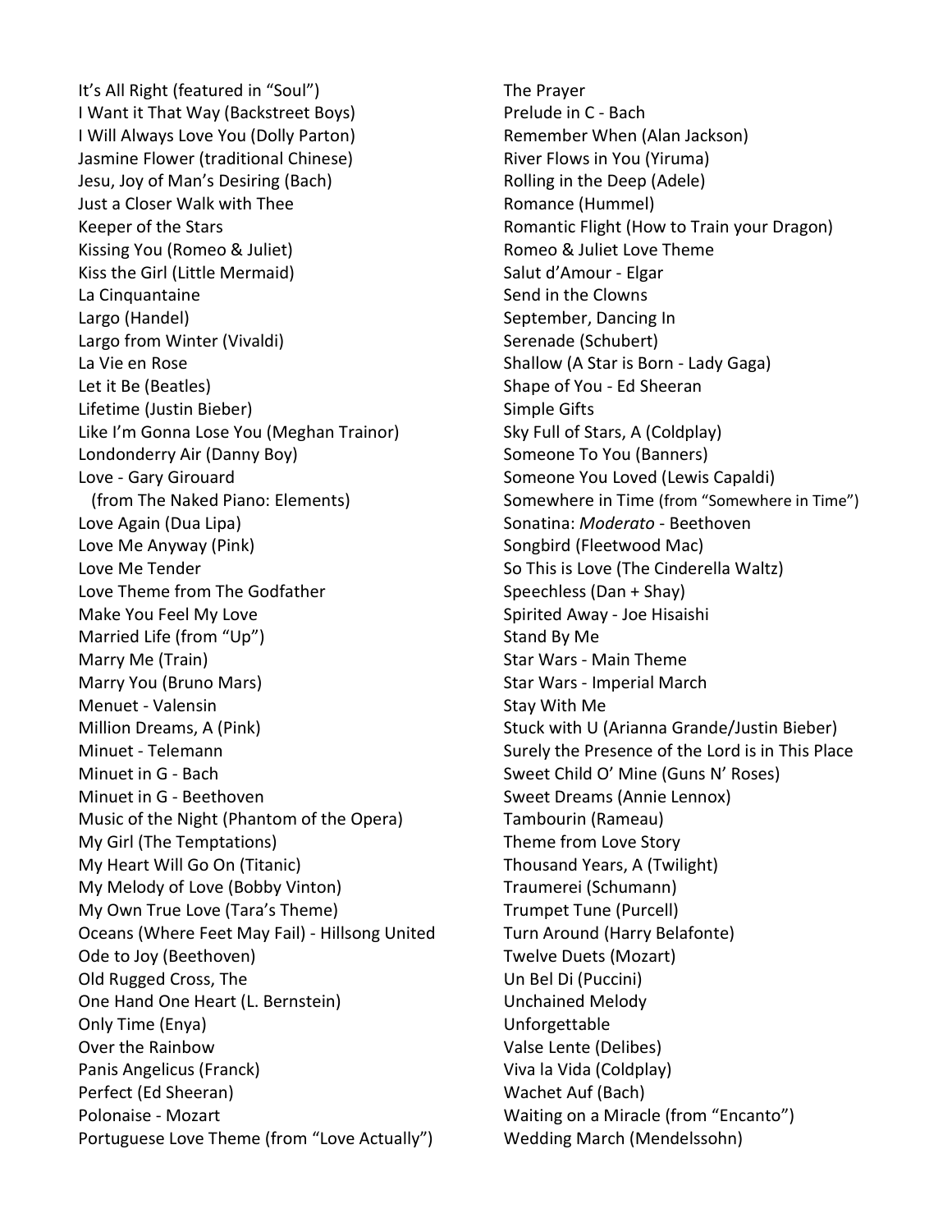It’s All Right (featured in “Soul”)
I Want it That Way (Backstreet Boys)
I Will Always Love You (Dolly Parton)
Jasmine Flower (traditional Chinese)
Jesu, Joy of Man’s Desiring (Bach)
Just a Closer Walk with Thee
Keeper of the Stars
Kissing You (Romeo & Juliet)
Kiss the Girl (Little Mermaid)
La Cinquantaine
Largo (Handel)
Largo from Winter (Vivaldi)
La Vie en Rose
Let it Be (Beatles)
Lifetime (Justin Bieber)
Like I’m Gonna Lose You (Meghan Trainor)
Londonderry Air (Danny Boy)
Love - Gary Girouard
(from The Naked Piano: Elements)
Love Again (Dua Lipa)
Love Me Anyway (Pink)
Love Me Tender
Love Theme from The Godfather
Make You Feel My Love
Married Life (from “Up”)
Marry Me (Train)
Marry You (Bruno Mars)
Menuet - Valensin
Million Dreams, A (Pink)
Minuet - Telemann
Minuet in G - Bach
Minuet in G - Beethoven
Music of the Night (Phantom of the Opera)
My Girl (The Temptations)
My Heart Will Go On (Titanic)
My Melody of Love (Bobby Vinton)
My Own True Love (Tara’s Theme)
Oceans (Where Feet May Fail) - Hillsong United
Ode to Joy (Beethoven)
Old Rugged Cross, The
One Hand One Heart (L. Bernstein)
Only Time (Enya)
Over the Rainbow
Panis Angelicus (Franck)
Perfect (Ed Sheeran)
Polonaise - Mozart
Portuguese Love Theme (from “Love Actually”)
The Prayer
Prelude in C - Bach
Remember When (Alan Jackson)
River Flows in You (Yiruma)
Rolling in the Deep (Adele)
Romance (Hummel)
Romantic Flight (How to Train your Dragon)
Romeo & Juliet Love Theme
Salut d’Amour - Elgar
Send in the Clowns
September, Dancing In
Serenade (Schubert)
Shallow (A Star is Born - Lady Gaga)
Shape of You - Ed Sheeran
Simple Gifts
Sky Full of Stars, A (Coldplay)
Someone To You (Banners)
Someone You Loved (Lewis Capaldi)
Somewhere in Time (from “Somewhere in Time”)
Sonatina: *Moderato* - Beethoven
Songbird (Fleetwood Mac)
So This is Love (The Cinderella Waltz)
Speechless (Dan + Shay)
Spirited Away - Joe Hisaishi
Stand By Me
Star Wars - Main Theme
Star Wars - Imperial March
Stay With Me
Stuck with U (Arianna Grande/Justin Bieber)
Surely the Presence of the Lord is in This Place
Sweet Child O’ Mine (Guns N’ Roses)
Sweet Dreams (Annie Lennox)
Tambourin (Rameau)
Theme from Love Story
Thousand Years, A (Twilight)
Traumerei (Schumann)
Trumpet Tune (Purcell)
Turn Around (Harry Belafonte)
Twelve Duets (Mozart)
Un Bel Di (Puccini)
Unchained Melody
Unforgettable
Valse Lente (Delibes)
Viva la Vida (Coldplay)
Wachet Auf (Bach)
Waiting on a Miracle (from “Encanto”)
Wedding March (Mendelssohn)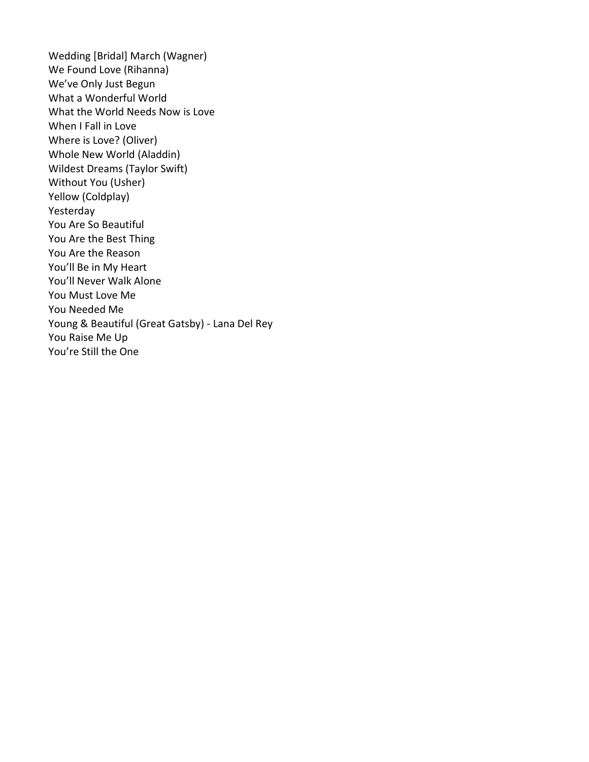Wedding [Bridal] March (Wagner)
We Found Love (Rihanna)
We've Only Just Begun
What a Wonderful World
What the World Needs Now is Love
When I Fall in Love
Where is Love? (Oliver)
Whole New World (Aladdin)
Wildest Dreams (Taylor Swift)
Without You (Usher)
Yellow (Coldplay)
Yesterday
You Are So Beautiful
You Are the Best Thing
You Are the Reason
You'll Be in My Heart
You'll Never Walk Alone
You Must Love Me
You Needed Me
Young & Beautiful (Great Gatsby) - Lana Del Rey
You Raise Me Up
You're Still the One